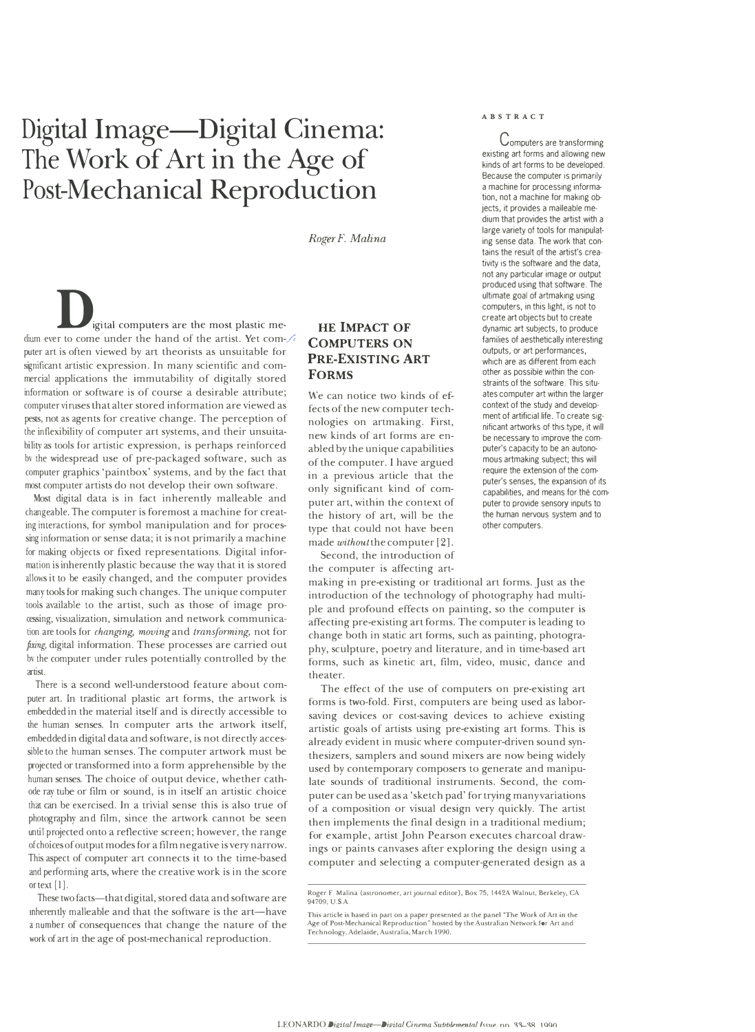# Digital Image—Digital Cinema: The Work of Art in the Age of Post-Mechanical Reproduction

*Roger F. Malina*

## ABSTRACT

Computers are transforming existing art forms and allowing new kinds of art forms to be developed. Because the computer is primarily a machine for processing information, not a machine for making objects, it provides a maileable medium that provides the artist with a large variety of tools for manipulating sense data. The work that contains the result of the artist's creativity is the software and the data, not any particular image or output produced using that software. The ultimate goal of artmaking using computers, in this light, is not to create art objects but to create dynamic art subjects, to produce families of aesthetically interesting outputs, or art performances, which are as different from each other as possible within the constraints of the software. This situates computer art within the larger context of the study and development of artificial life. To create significant artworks of this type, it will be necessary to improve the computer's capacity to be an autonomous artmaking subject; this will require the extension of the computer's senses, the expansion of its capabilities, and means for the computer to provide sensory inputs to the human nervous system and to other computers.

Digital computers are the most plastic medium ever to come under the hand of the artist. Yet computer art is often viewed by art theorists as unsuitable for significant artistic expression. In many scientific and commercial applications the immutability of digitally stored information or software is of course a desirable attribute; computer viruses that alter stored information are viewed as pests, not as agents for creative change. The perception of the inflexibility of computer art systems, and their unsuitability as tools for artistic expression, is perhaps reinforced by the widespread use of pre-packaged software, such as computer graphics 'paintbox' systems, and by the fact that most computer artists do not develop their own software.

Most digital data is in fact inherently malleable and changeable. The computer is foremost a machine for creating interactions, for symbol manipulation and for processing information or sense data; it is not primarily a machine for making objects or fixed representations. Digital information is inherently plastic because the way that it is stored allows it to be easily changed, and the computer provides many tools for making such changes. The unique computer tools available to the artist, such as those of image processing, visualization, simulation and network communication are tools for *changing, moving* and *transforming*, not for *fixing*, digital information. These processes are carried out by the computer under rules potentially controlled by the artist.

There is a second well-understood feature about computer art. In traditional plastic art forms, the artwork is embedded in the material itself and is directly accessible to the human senses. In computer arts the artwork itself, embedded in digital data and software, is not directly accessible to the human senses. The computer artwork must be projected or transformed into a form apprehensible by the human senses. The choice of output device, whether cathode ray tube or film or sound, is in itself an artistic choice that can be exercised. In a trivial sense this is also true of photography and film, since the artwork cannot be seen until projected onto a reflective screen; however, the range of choices of output modes for a film negative is very narrow. This aspect of computer art connects it to the time-based and performing arts, where the creative work is in the score or text [1].

These two facts—that digital, stored data and software are inherently malleable and that the software is the art—have a number of consequences that change the nature of the work of art in the age of post-mechanical reproduction.

## THE IMPACT OF COMPUTERS ON PRE-EXISTING ART FORMS

We can notice two kinds of effects of the new computer technologies on artmaking. First, new kinds of art forms are enabled by the unique capabilities of the computer. I have argued in a previous article that the only significant kind of computer art, within the context of the history of art, will be the type that could not have been made *without* the computer [2].

Second, the introduction of the computer is affecting artmaking in pre-existing or traditional art forms. Just as the introduction of the technology of photography had multiple and profound effects on painting, so the computer is affecting pre-existing art forms. The computer is leading to change both in static art forms, such as painting, photography, sculpture, poetry and literature, and in time-based art forms, such as kinetic art, film, video, music, dance and theater.

The effect of the use of computers on pre-existing art forms is two-fold. First, computers are being used as labor-saving devices or cost-saving devices to achieve existing artistic goals of artists using pre-existing art forms. This is already evident in music where computer-driven sound synthesizers, samplers and sound mixers are now being widely used by contemporary composers to generate and manipulate sounds of traditional instruments. Second, the computer can be used as a 'sketch pad' for trying many variations of a composition or visual design very quickly. The artist then implements the final design in a traditional medium; for example, artist John Pearson executes charcoal drawings or paints canvases after exploring the design using a computer and selecting a computer-generated design as a

---

Roger F. Malina (astronomer, art journal editor), Box 75, 1442A Walnut, Berkeley, CA 94709, U.S.A.

This article is based in part on a paper presented at the panel "The Work of Art in the Age of Post-Mechanical Reproduction" hosted by the Australian Network for Art and Technology, Adelaide, Australia, March 1990.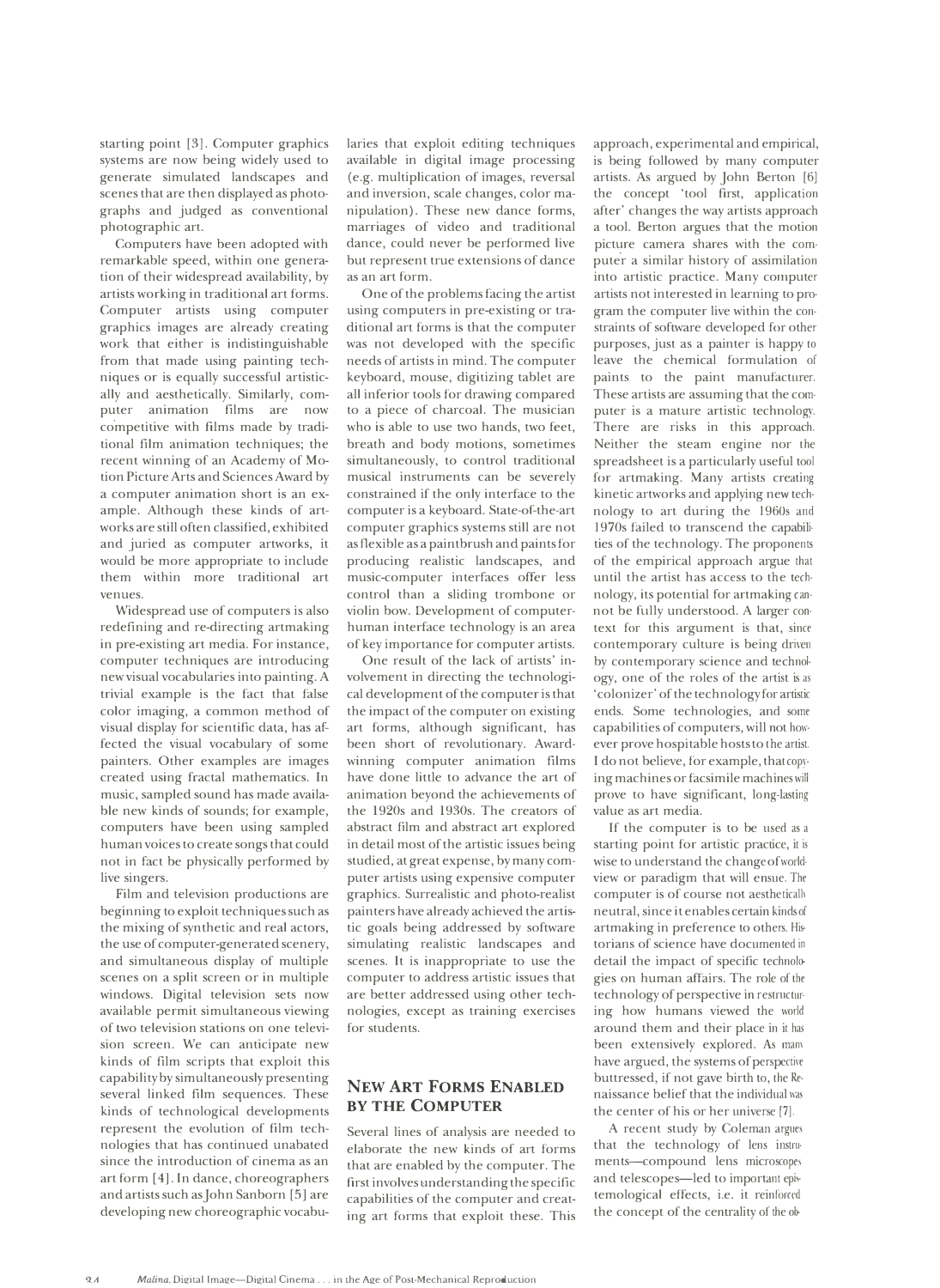starting point [3]. Computer graphics systems are now being widely used to generate simulated landscapes and scenes that are then displayed as photographs and judged as conventional photographic art.

Computers have been adopted with remarkable speed, within one generation of their widespread availability, by artists working in traditional art forms. Computer artists using computer graphics images are already creating work that either is indistinguishable from that made using painting techniques or is equally successful artistically and aesthetically. Similarly, computer animation films are now competitive with films made by traditional film animation techniques; the recent winning of an Academy of Motion Picture Arts and Sciences Award by a computer animation short is an example. Although these kinds of artworks are still often classified, exhibited and juried as computer artworks, it would be more appropriate to include them within more traditional art venues.

Widespread use of computers is also redefining and re-directing artmaking in pre-existing art media. For instance, computer techniques are introducing new visual vocabularies into painting. A trivial example is the fact that false color imaging, a common method of visual display for scientific data, has affected the visual vocabulary of some painters. Other examples are images created using fractal mathematics. In music, sampled sound has made available new kinds of sounds; for example, computers have been using sampled human voices to create songs that could not in fact be physically performed by live singers.

Film and television productions are beginning to exploit techniques such as the mixing of synthetic and real actors, the use of computer-generated scenery, and simultaneous display of multiple scenes on a split screen or in multiple windows. Digital television sets now available permit simultaneous viewing of two television stations on one television screen. We can anticipate new kinds of film scripts that exploit this capability by simultaneously presenting several linked film sequences. These kinds of technological developments represent the evolution of film technologies that has continued unabated since the introduction of cinema as an art form [4]. In dance, choreographers and artists such as John Sanborn [5] are developing new choreographic vocabularies that exploit editing techniques available in digital image processing (e.g. multiplication of images, reversal and inversion, scale changes, color manipulation). These new dance forms, marriages of video and traditional dance, could never be performed live but represent true extensions of dance as an art form.

One of the problems facing the artist using computers in pre-existing or traditional art forms is that the computer was not developed with the specific needs of artists in mind. The computer keyboard, mouse, digitizing tablet are all inferior tools for drawing compared to a piece of charcoal. The musician who is able to use two hands, two feet, breath and body motions, sometimes simultaneously, to control traditional musical instruments can be severely constrained if the only interface to the computer is a keyboard. State-of-the-art computer graphics systems still are not as flexible as a paintbrush and paints for producing realistic landscapes, and music-computer interfaces offer less control than a sliding trombone or violin bow. Development of computer-human interface technology is an area of key importance for computer artists.

One result of the lack of artists' involvement in directing the technological development of the computer is that the impact of the computer on existing art forms, although significant, has been short of revolutionary. Award-winning computer animation films have done little to advance the art of animation beyond the achievements of the 1920s and 1930s. The creators of abstract film and abstract art explored in detail most of the artistic issues being studied, at great expense, by many computer artists using expensive computer graphics. Surrealistic and photo-realist painters have already achieved the artistic goals being addressed by software simulating realistic landscapes and scenes. It is inappropriate to use the computer to address artistic issues that are better addressed using other technologies, except as training exercises for students.

## New Art Forms Enabled by the Computer

Several lines of analysis are needed to elaborate the new kinds of art forms that are enabled by the computer. The first involves understanding the specific capabilities of the computer and creating art forms that exploit these. This approach, experimental and empirical, is being followed by many computer artists. As argued by John Berton [6] the concept 'tool first, application after' changes the way artists approach a tool. Berton argues that the motion picture camera shares with the computer a similar history of assimilation into artistic practice. Many computer artists not interested in learning to program the computer live within the constraints of software developed for other purposes, just as a painter is happy to leave the chemical formulation of paints to the paint manufacturer. These artists are assuming that the computer is a mature artistic technology. There are risks in this approach. Neither the steam engine nor the spreadsheet is a particularly useful tool for artmaking. Many artists creating kinetic artworks and applying new technology to art during the 1960s and 1970s failed to transcend the capabilities of the technology. The proponents of the empirical approach argue that until the artist has access to the technology, its potential for artmaking cannot be fully understood. A larger context for this argument is that, since contemporary culture is being driven by contemporary science and technology, one of the roles of the artist is as 'colonizer' of the technology for artistic ends. Some technologies, and some capabilities of computers, will not however prove hospitable hosts to the artist. I do not believe, for example, that copying machines or facsimile machines will prove to have significant, long-lasting value as art media.

If the computer is to be used as a starting point for artistic practice, it is wise to understand the change of world-view or paradigm that will ensue. The computer is of course not aesthetically neutral, since it enables certain kinds of artmaking in preference to others. Historians of science have documented in detail the impact of specific technologies on human affairs. The role of the technology of perspective in restructuring how humans viewed the world around them and their place in it has been extensively explored. As many have argued, the systems of perspective buttressed, if not gave birth to, the Renaissance belief that the individual was the center of his or her universe [7].

A recent study by Coleman argues that the technology of lens instruments—compound lens microscopes and telescopes—led to important epistemological effects, i.e. it reinforced the concept of the centrality of the ob-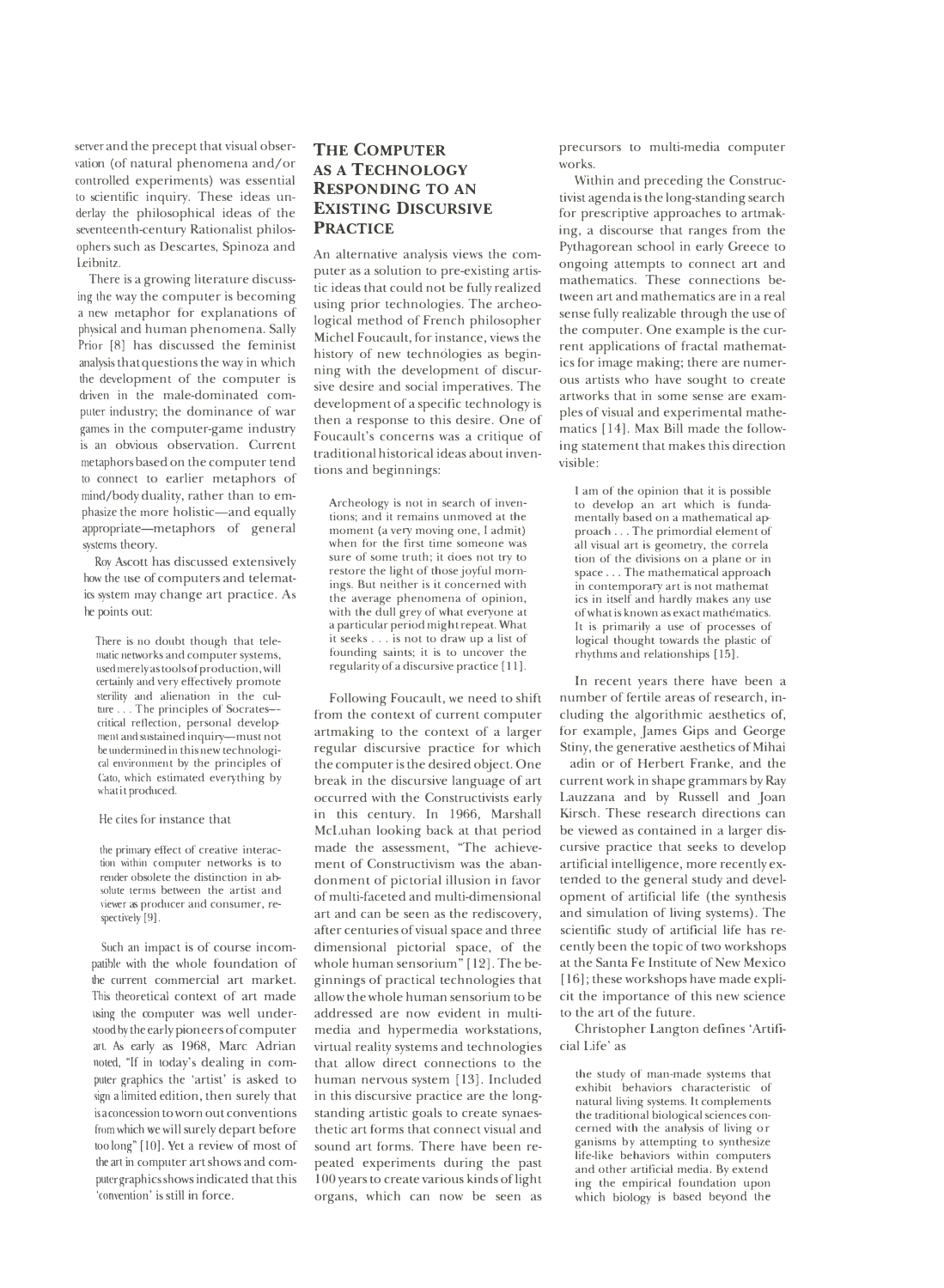server and the precept that visual observation (of natural phenomena and/or controlled experiments) was essential to scientific inquiry. These ideas underlay the philosophical ideas of the seventeenth-century Rationalist philosophers such as Descartes, Spinoza and Leibnitz.

There is a growing literature discussing the way the computer is becoming a new metaphor for explanations of physical and human phenomena. Sally Prior [8] has discussed the feminist analysis that questions the way in which the development of the computer is driven in the male-dominated computer industry; the dominance of war games in the computer-game industry is an obvious observation. Current metaphors based on the computer tend to connect to earlier metaphors of mind/body duality, rather than to emphasize the more holistic—and equally appropriate—metaphors of general systems theory.

Roy Ascott has discussed extensively how the use of computers and telematics system may change art practice. As he points out:

> There is no doubt though that telematic networks and computer systems, used merely as tools of production, will certainly and very effectively promote sterility and alienation in the culture . . . The principles of Socrates—critical reflection, personal development and sustained inquiry—must not be undermined in this new technological environment by the principles of Cato, which estimated everything by what it produced.

He cites for instance that

> the primary effect of creative interaction within computer networks is to render obsolete the distinction in absolute terms between the artist and viewer as producer and consumer, respectively [9].

Such an impact is of course incompatible with the whole foundation of the current commercial art market. This theoretical context of art made using the computer was well understood by the early pioneers of computer art. As early as 1968, Marc Adrian noted, "If in today's dealing in computer graphics the 'artist' is asked to sign a limited edition, then surely that is a concession to worn out conventions from which we will surely depart before too long" [10]. Yet a review of most of the art in computer art shows and computer graphics shows indicated that this 'convention' is still in force.

## The Computer as a Technology Responding to an Existing Discursive Practice

An alternative analysis views the computer as a solution to pre-existing artistic ideas that could not be fully realized using prior technologies. The archeological method of French philosopher Michel Foucault, for instance, views the history of new technologies as beginning with the development of discursive desire and social imperatives. The development of a specific technology is then a response to this desire. One of Foucault's concerns was a critique of traditional historical ideas about inventions and beginnings:

> Archeology is not in search of inventions; and it remains unmoved at the moment (a very moving one, I admit) when for the first time someone was sure of some truth; it does not try to restore the light of those joyful mornings. But neither is it concerned with the average phenomena of opinion, with the dull grey of what everyone at a particular period might repeat. What it seeks . . . is not to draw up a list of founding saints; it is to uncover the regularity of a discursive practice [11].

Following Foucault, we need to shift from the context of current computer artmaking to the context of a larger regular discursive practice for which the computer is the desired object. One break in the discursive language of art occurred with the Constructivists early in this century. In 1966, Marshall McLuhan looking back at that period made the assessment, "The achievement of Constructivism was the abandonment of pictorial illusion in favor of multi-faceted and multi-dimensional art and can be seen as the rediscovery, after centuries of visual space and three dimensional pictorial space, of the whole human sensorium" [12]. The beginnings of practical technologies that allow the whole human sensorium to be addressed are now evident in multimedia and hypermedia workstations, virtual reality systems and technologies that allow direct connections to the human nervous system [13]. Included in this discursive practice are the long-standing artistic goals to create synaesthetic art forms that connect visual and sound art forms. There have been repeated experiments during the past 100 years to create various kinds of light organs, which can now be seen as precursors to multi-media computer works.

Within and preceding the Constructivist agenda is the long-standing search for prescriptive approaches to artmaking, a discourse that ranges from the Pythagorean school in early Greece to ongoing attempts to connect art and mathematics. These connections between art and mathematics are in a real sense fully realizable through the use of the computer. One example is the current applications of fractal mathematics for image making; there are numerous artists who have sought to create artworks that in some sense are examples of visual and experimental mathematics [14]. Max Bill made the following statement that makes this direction visible:

> I am of the opinion that it is possible to develop an art which is fundamentally based on a mathematical approach . . . The primordial element of all visual art is geometry, the correlation of the divisions on a plane or in space . . . The mathematical approach in contemporary art is not mathematics in itself and hardly makes any use of what is known as exact mathematics. It is primarily a use of processes of logical thought towards the plastic of rhythms and relationships [15].

In recent years there have been a number of fertile areas of research, including the algorithmic aesthetics of, for example, James Gips and George Stiny, the generative aesthetics of Mihai adin or of Herbert Franke, and the current work in shape grammars by Ray Lauzzana and by Russell and Joan Kirsch. These research directions can be viewed as contained in a larger discursive practice that seeks to develop artificial intelligence, more recently extended to the general study and development of artificial life (the synthesis and simulation of living systems). The scientific study of artificial life has recently been the topic of two workshops at the Santa Fe Institute of New Mexico [16]; these workshops have made explicit the importance of this new science to the art of the future.

Christopher Langton defines 'Artificial Life' as

> the study of man-made systems that exhibit behaviors characteristic of natural living systems. It complements the traditional biological sciences concerned with the analysis of living organisms by attempting to synthesize life-like behaviors within computers and other artificial media. By extending the empirical foundation upon which biology is based beyond the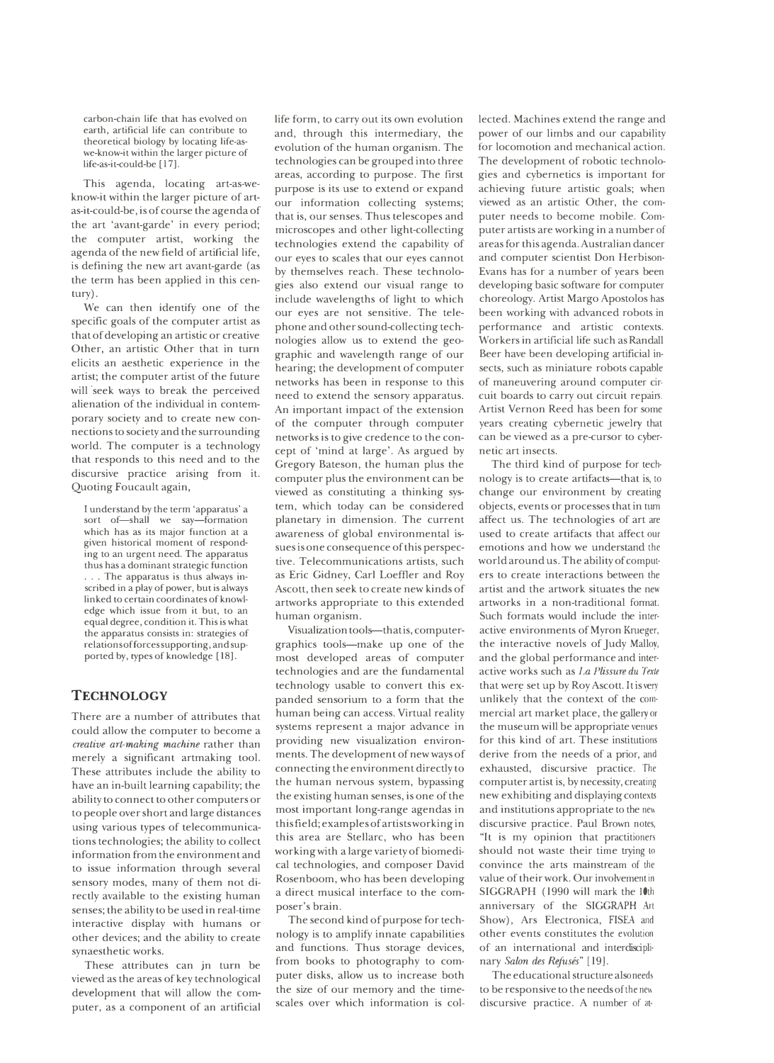carbon-chain life that has evolved on earth, artificial life can contribute to theoretical biology by locating life-as-we-know-it within the larger picture of life-as-it-could-be [17].

This agenda, locating art-as-we-know-it within the larger picture of art-as-it-could-be, is of course the agenda of the art 'avant-garde' in every period; the computer artist, working the agenda of the new field of artificial life, is defining the new art avant-garde (as the term has been applied in this century).

We can then identify one of the specific goals of the computer artist as that of developing an artistic or creative Other, an artistic Other that in turn elicits an aesthetic experience in the artist; the computer artist of the future will seek ways to break the perceived alienation of the individual in contemporary society and to create new connections to society and the surrounding world. The computer is a technology that responds to this need and to the discursive practice arising from it. Quoting Foucault again,

> I understand by the term 'apparatus' a sort of—shall we say—formation which has as its major function at a given historical moment of responding to an urgent need. The apparatus thus has a dominant strategic function . . . The apparatus is thus always inscribed in a play of power, but is always linked to certain coordinates of knowledge which issue from it but, to an equal degree, condition it. This is what the apparatus consists in: strategies of relations of forces supporting, and supported by, types of knowledge [18].

## Technology

There are a number of attributes that could allow the computer to become a *creative art-making machine* rather than merely a significant artmaking tool. These attributes include the ability to have an in-built learning capability; the ability to connect to other computers or to people over short and large distances using various types of telecommunications technologies; the ability to collect information from the environment and to issue information through several sensory modes, many of them not directly available to the existing human senses; the ability to be used in real-time interactive display with humans or other devices; and the ability to create synaesthetic works.

These attributes can in turn be viewed as the areas of key technological development that will allow the computer, as a component of an artificial life form, to carry out its own evolution and, through this intermediary, the evolution of the human organism. The technologies can be grouped into three areas, according to purpose. The first purpose is its use to extend or expand our information collecting systems; that is, our senses. Thus telescopes and microscopes and other light-collecting technologies extend the capability of our eyes to scales that our eyes cannot by themselves reach. These technologies also extend our visual range to include wavelengths of light to which our eyes are not sensitive. The telephone and other sound-collecting technologies allow us to extend the geographic and wavelength range of our hearing; the development of computer networks has been in response to this need to extend the sensory apparatus. An important impact of the extension of the computer through computer networks is to give credence to the concept of 'mind at large'. As argued by Gregory Bateson, the human plus the computer plus the environment can be viewed as constituting a thinking system, which today can be considered planetary in dimension. The current awareness of global environmental issues is one consequence of this perspective. Telecommunications artists, such as Eric Gidney, Carl Loeffler and Roy Ascott, then seek to create new kinds of artworks appropriate to this extended human organism.

Visualization tools—that is, computer-graphics tools—make up one of the most developed areas of computer technologies and are the fundamental technology usable to convert this expanded sensorium to a form that the human being can access. Virtual reality systems represent a major advance in providing new visualization environments. The development of new ways of connecting the environment directly to the human nervous system, bypassing the existing human senses, is one of the most important long-range agendas in this field; examples of artists working in this area are Stellarc, who has been working with a large variety of biomedical technologies, and composer David Rosenboom, who has been developing a direct musical interface to the composer's brain.

The second kind of purpose for technology is to amplify innate capabilities and functions. Thus storage devices, from books to photography to computer disks, allow us to increase both the size of our memory and the time-scales over which information is collected. Machines extend the range and power of our limbs and our capability for locomotion and mechanical action. The development of robotic technologies and cybernetics is important for achieving future artistic goals; when viewed as an artistic Other, the computer needs to become mobile. Computer artists are working in a number of areas for this agenda. Australian dancer and computer scientist Don Herbison-Evans has for a number of years been developing basic software for computer choreology. Artist Margo Apostolos has been working with advanced robots in performance and artistic contexts. Workers in artificial life such as Randall Beer have been developing artificial insects, such as miniature robots capable of maneuvering around computer circuit boards to carry out circuit repairs. Artist Vernon Reed has been for some years creating cybernetic jewelry that can be viewed as a pre-cursor to cybernetic art insects.

The third kind of purpose for technology is to create artifacts—that is, to change our environment by creating objects, events or processes that in turn affect us. The technologies of art are used to create artifacts that affect our emotions and how we understand the world around us. The ability of computers to create interactions between the artist and the artwork situates the new artworks in a non-traditional format. Such formats would include the interactive environments of Myron Krueger, the interactive novels of Judy Malloy, and the global performance and interactive works such as *La Plissure du Texte* that were set up by Roy Ascott. It is very unlikely that the context of the commercial art market place, the gallery or the museum will be appropriate venues for this kind of art. These institutions derive from the needs of a prior, and exhausted, discursive practice. The computer artist is, by necessity, creating new exhibiting and displaying contexts and institutions appropriate to the new discursive practice. Paul Brown notes, "It is my opinion that practitioners should not waste their time trying to convince the arts mainstream of the value of their work. Our involvement in SIGGRAPH (1990 will mark the 10th anniversary of the SIGGRAPH Art Show), Ars Electronica, FISEA and other events constitutes the evolution of an international and interdisciplinary *Salon des Refusés*" [19].

The educational structure also needs to be responsive to the needs of the new discursive practice. A number of at-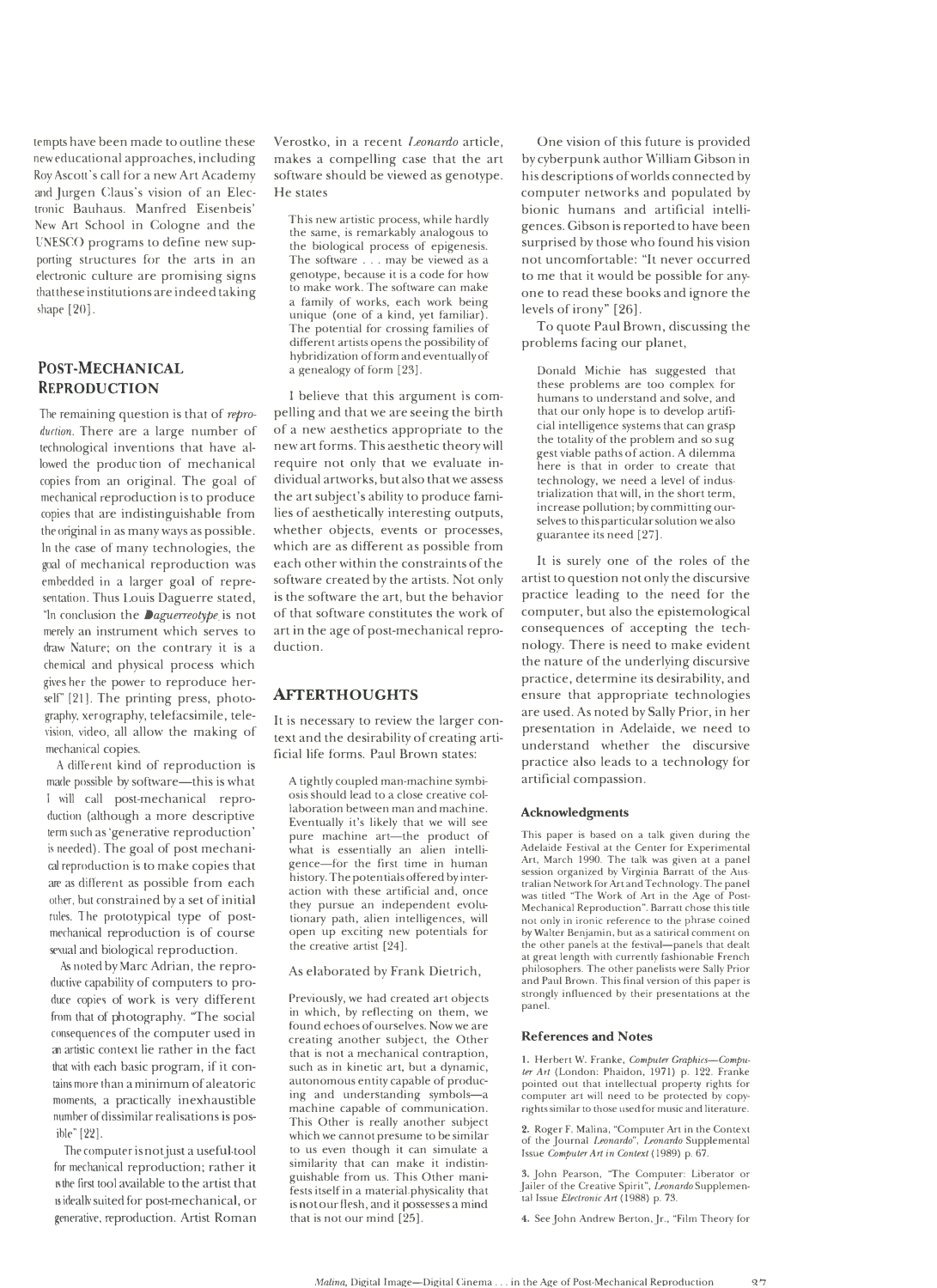tempts have been made to outline these new educational approaches, including Roy Ascott's call for a new Art Academy and Jurgen Claus's vision of an Electronic Bauhaus. Manfred Eisenbeis' New Art School in Cologne and the UNESCO programs to define new supporting structures for the arts in an electronic culture are promising signs that these institutions are indeed taking shape [20].

## Post-Mechanical Reproduction

The remaining question is that of *reproduction*. There are a large number of technological inventions that have allowed the production of mechanical copies from an original. The goal of mechanical reproduction is to produce copies that are indistinguishable from the original in as many ways as possible. In the case of many technologies, the goal of mechanical reproduction was embedded in a larger goal of representation. Thus Louis Daguerre stated, "In conclusion the *Daguerreotype* is not merely an instrument which serves to draw Nature; on the contrary it is a chemical and physical process which gives her the power to reproduce herself" [21]. The printing press, photography, xerography, telefacsimile, television, video, all allow the making of mechanical copies.

A different kind of reproduction is made possible by software—this is what I will call post-mechanical reproduction (although a more descriptive term such as 'generative reproduction' is needed). The goal of post-mechanical reproduction is to make copies that are as different as possible from each other, but constrained by a set of initial rules. The prototypical type of post-mechanical reproduction is of course sexual and biological reproduction.

As noted by Marc Adrian, the reproductive capability of computers to produce copies of work is very different from that of photography. "The social consequences of the computer used in an artistic context lie rather in the fact that with each basic program, if it contains more than a minimum of aleatoric moments, a practically inexhaustible number of dissimilar realisations is possible" [22].

The computer is not just a useful tool for mechanical reproduction; rather it is the first tool available to the artist that is ideally suited for post-mechanical, or generative, reproduction. Artist Roman Verostko, in a recent *Leonardo* article, makes a compelling case that the art software should be viewed as genotype. He states

> This new artistic process, while hardly the same, is remarkably analogous to the biological process of epigenesis. The software . . . may be viewed as a genotype, because it is a code for how to make work. The software can make a family of works, each work being unique (one of a kind, yet familiar). The potential for crossing families of different artists opens the possibility of hybridization of form and eventually of a genealogy of form [23].

I believe that this argument is compelling and that we are seeing the birth of a new aesthetics appropriate to the new art forms. This aesthetic theory will require not only that we evaluate individual artworks, but also that we assess the art subject's ability to produce families of aesthetically interesting outputs, whether objects, events or processes, which are as different as possible from each other within the constraints of the software created by the artists. Not only is the software the art, but the behavior of that software constitutes the work of art in the age of post-mechanical reproduction.

## Afterthoughts

It is necessary to review the larger context and the desirability of creating artificial life forms. Paul Brown states:

> A tightly coupled man-machine symbiosis should lead to a close creative collaboration between man and machine. Eventually it's likely that we will see pure machine art—the product of what is essentially an alien intelligence—for the first time in human history. The potentials offered by interaction with these artificial and, once they pursue an independent evolutionary path, alien intelligences, will open up exciting new potentials for the creative artist [24].

As elaborated by Frank Dietrich,

> Previously, we had created art objects in which, by reflecting on them, we found echoes of ourselves. Now we are creating another subject, the Other that is not a mechanical contraption, such as in kinetic art, but a dynamic, autonomous entity capable of producing and understanding symbols—a machine capable of communication. This Other is really another subject which we cannot presume to be similar to us even though it can simulate a similarity that can make it indistinguishable from us. This Other manifests itself in a material physicality that is not our flesh, and it possesses a mind that is not our mind [25].

One vision of this future is provided by cyberpunk author William Gibson in his descriptions of worlds connected by computer networks and populated by bionic humans and artificial intelligences. Gibson is reported to have been surprised by those who found his vision not uncomfortable: "It never occurred to me that it would be possible for anyone to read these books and ignore the levels of irony" [26].

To quote Paul Brown, discussing the problems facing our planet,

> Donald Michie has suggested that these problems are too complex for humans to understand and solve, and that our only hope is to develop artificial intelligence systems that can grasp the totality of the problem and so suggest viable paths of action. A dilemma here is that in order to create that technology, we need a level of industrialization that will, in the short term, increase pollution; by committing ourselves to this particular solution we also guarantee its need [27].

It is surely one of the roles of the artist to question not only the discursive practice leading to the need for the computer, but also the epistemological consequences of accepting the technology. There is need to make evident the nature of the underlying discursive practice, determine its desirability, and ensure that appropriate technologies are used. As noted by Sally Prior, in her presentation in Adelaide, we need to understand whether the discursive practice also leads to a technology for artificial compassion.

### Acknowledgments

This paper is based on a talk given during the Adelaide Festival at the Center for Experimental Art, March 1990. The talk was given at a panel session organized by Virginia Barratt of the Australian Network for Art and Technology. The panel was titled "The Work of Art in the Age of Post-Mechanical Reproduction". Barratt chose this title not only in ironic reference to the phrase coined by Walter Benjamin, but as a satirical comment on the other panels at the festival—panels that dealt at great length with currently fashionable French philosophers. The other panelists were Sally Prior and Paul Brown. This final version of this paper is strongly influenced by their presentations at the panel.

### References and Notes

1. Herbert W. Franke, *Computer Graphics—Computer Art* (London: Phaidon, 1971) p. 122. Franke pointed out that intellectual property rights for computer art will need to be protected by copyrights similar to those used for music and literature.

2. Roger F. Malina, "Computer Art in the Context of the Journal *Leonardo*", *Leonardo* Supplemental Issue *Computer Art in Context* (1989) p. 67.

3. John Pearson, "The Computer: Liberator or Jailer of the Creative Spirit", *Leonardo* Supplemental Issue *Electronic Art* (1988) p. 73.

4. See John Andrew Berton, Jr., "Film Theory for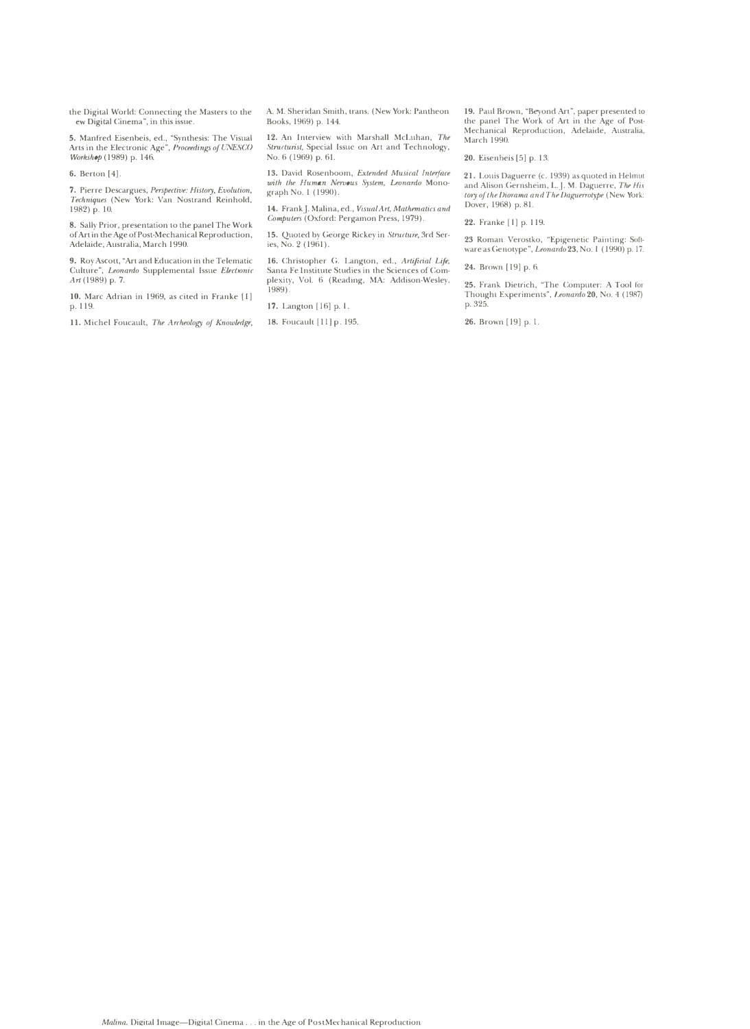the Digital World: Connecting the Masters to the ew Digital Cinema", in this issue.

**5.** Manfred Eisenbeis, ed., "Synthesis: The Visual Arts in the Electronic Age", *Proceedings of UNESCO Workshop* (1989) p. 146.

**6.** Berton [4].

**7.** Pierre Descargues, *Perspective: History, Evolution, Techniques* (New York: Van Nostrand Reinhold, 1982) p. 10.

**8.** Sally Prior, presentation to the panel The Work of Art in the Age of Post-Mechanical Reproduction, Adelaide, Australia, March 1990.

**9.** Roy Ascott, "Art and Education in the Telematic Culture", *Leonardo* Supplemental Issue *Electronic Art* (1989) p. 7.

**10.** Marc Adrian in 1969, as cited in Franke [1] p. 119.

**11.** Michel Foucault, *The Archeology of Knowledge*, A. M. Sheridan Smith, trans. (New York: Pantheon Books, 1969) p. 144.

**12.** An Interview with Marshall McLuhan, *The Structurist*, Special Issue on Art and Technology, No. 6 (1969) p. 61.

**13.** David Rosenboom, *Extended Musical Interface with the Human Nervous System*, *Leonardo* Monograph No. 1 (1990).

**14.** Frank J. Malina, ed., *Visual Art, Mathematics and Computers* (Oxford: Pergamon Press, 1979).

**15.** Quoted by George Rickey in *Structure*, 3rd Series, No. 2 (1961).

**16.** Christopher G. Langton, ed., *Artificial Life*, Santa Fe Institute Studies in the Sciences of Complexity, Vol. 6 (Reading, MA: Addison-Wesley, 1989).

**17.** Langton [16] p. 1.

**18.** Foucault [11] p. 195.

**19.** Paul Brown, "Beyond Art", paper presented to the panel The Work of Art in the Age of Post-Mechanical Reproduction, Adelaide, Australia, March 1990.

**20.** Eisenbeis [5] p. 13.

**21.** Louis Daguerre (c. 1939) as quoted in Helmut and Alison Gernsheim, L. J. M. Daguerre, *The History of the Diorama and The Daguerrotype* (New York: Dover, 1968) p. 81.

**22.** Franke [1] p. 119.

**23** Roman Verostko, "Epigenetic Painting: Software as Genotype", *Leonardo* **23**, No. 1 (1990) p. 17.

**24.** Brown [19] p. 6.

**25.** Frank Dietrich, "The Computer: A Tool for Thought Experiments", *Leonardo* **20**, No. 4 (1987) p. 325.

**26.** Brown [19] p. 1.